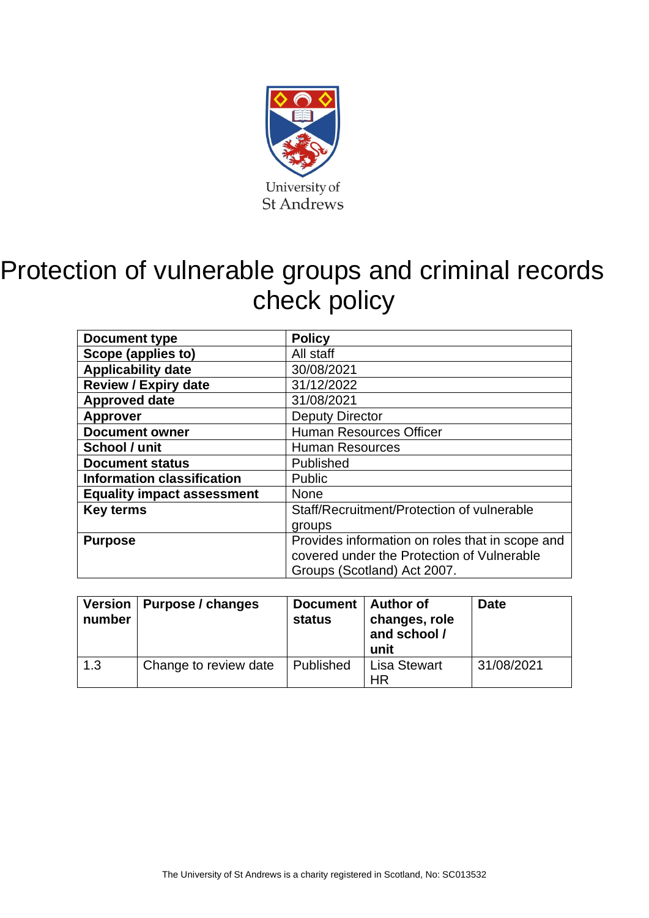University of
St Andrews

# Protection of vulnerable groups and criminal records check policy

| Document type | Policy |
|---|---|
| Scope (applies to) | All staff |
| Applicability date | 30/08/2021 |
| Review / Expiry date | 31/12/2022 |
| Approved date | 31/08/2021 |
| Approver | Deputy Director |
| Document owner | Human Resources Officer |
| School / unit | Human Resources |
| Document status | Published |
| Information classification | Public |
| Equality impact assessment | None |
| Key terms | Staff/Recruitment/Protection of vulnerable groups |
| Purpose | Provides information on roles that in scope and covered under the Protection of Vulnerable Groups (Scotland) Act 2007. |

| Version number | Purpose / changes | Document status | Author of changes, role and school / unit | Date |
|---|---|---|---|---|
| 1.3 | Change to review date | Published | Lisa Stewart HR | 31/08/2021 |

The University of St Andrews is a charity registered in Scotland, No: SC013532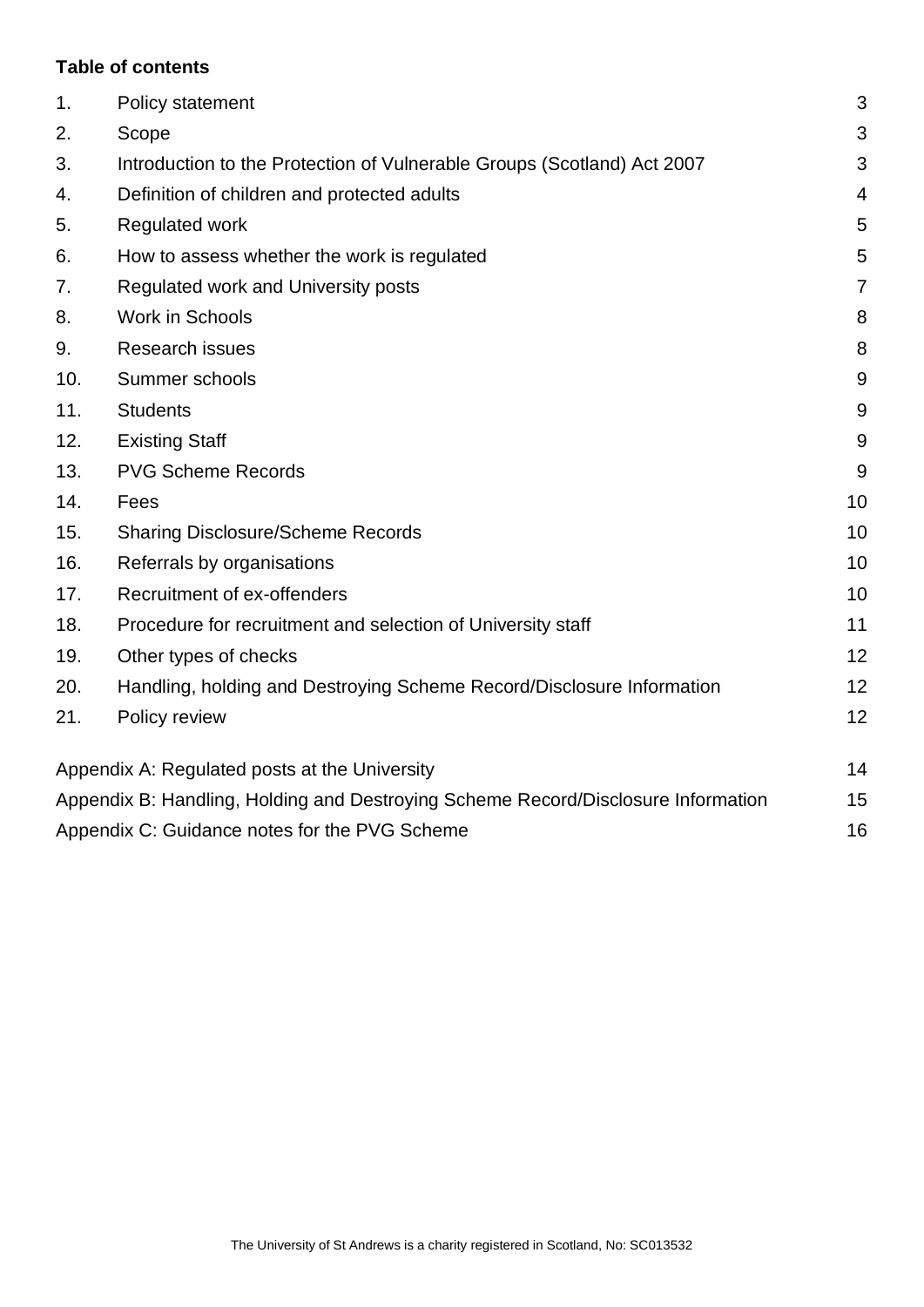**Table of contents**

| | | |
|---|---|---|
| 1. | Policy statement | 3 |
| 2. | Scope | 3 |
| 3. | Introduction to the Protection of Vulnerable Groups (Scotland) Act 2007 | 3 |
| 4. | Definition of children and protected adults | 4 |
| 5. | Regulated work | 5 |
| 6. | How to assess whether the work is regulated | 5 |
| 7. | Regulated work and University posts | 7 |
| 8. | Work in Schools | 8 |
| 9. | Research issues | 8 |
| 10. | Summer schools | 9 |
| 11. | Students | 9 |
| 12. | Existing Staff | 9 |
| 13. | PVG Scheme Records | 9 |
| 14. | Fees | 10 |
| 15. | Sharing Disclosure/Scheme Records | 10 |
| 16. | Referrals by organisations | 10 |
| 17. | Recruitment of ex-offenders | 10 |
| 18. | Procedure for recruitment and selection of University staff | 11 |
| 19. | Other types of checks | 12 |
| 20. | Handling, holding and Destroying Scheme Record/Disclosure Information | 12 |
| 21. | Policy review | 12 |

Appendix A: Regulated posts at the University 14

Appendix B: Handling, Holding and Destroying Scheme Record/Disclosure Information 15

Appendix C: Guidance notes for the PVG Scheme 16

The University of St Andrews is a charity registered in Scotland, No: SC013532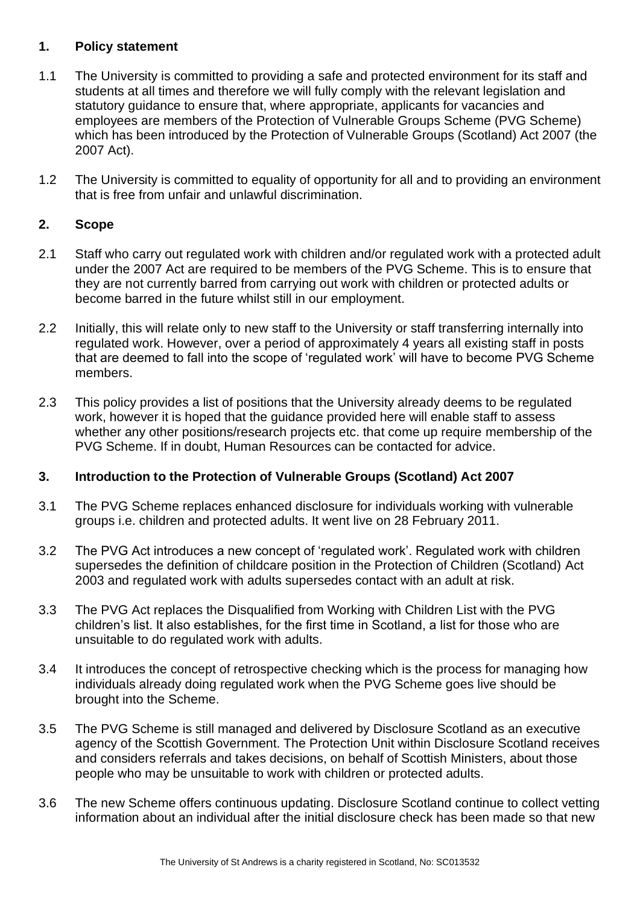## 1. Policy statement

1.1 The University is committed to providing a safe and protected environment for its staff and students at all times and therefore we will fully comply with the relevant legislation and statutory guidance to ensure that, where appropriate, applicants for vacancies and employees are members of the Protection of Vulnerable Groups Scheme (PVG Scheme) which has been introduced by the Protection of Vulnerable Groups (Scotland) Act 2007 (the 2007 Act).

1.2 The University is committed to equality of opportunity for all and to providing an environment that is free from unfair and unlawful discrimination.

## 2. Scope

2.1 Staff who carry out regulated work with children and/or regulated work with a protected adult under the 2007 Act are required to be members of the PVG Scheme. This is to ensure that they are not currently barred from carrying out work with children or protected adults or become barred in the future whilst still in our employment.

2.2 Initially, this will relate only to new staff to the University or staff transferring internally into regulated work. However, over a period of approximately 4 years all existing staff in posts that are deemed to fall into the scope of 'regulated work' will have to become PVG Scheme members.

2.3 This policy provides a list of positions that the University already deems to be regulated work, however it is hoped that the guidance provided here will enable staff to assess whether any other positions/research projects etc. that come up require membership of the PVG Scheme. If in doubt, Human Resources can be contacted for advice.

## 3. Introduction to the Protection of Vulnerable Groups (Scotland) Act 2007

3.1 The PVG Scheme replaces enhanced disclosure for individuals working with vulnerable groups i.e. children and protected adults. It went live on 28 February 2011.

3.2 The PVG Act introduces a new concept of 'regulated work'. Regulated work with children supersedes the definition of childcare position in the Protection of Children (Scotland) Act 2003 and regulated work with adults supersedes contact with an adult at risk.

3.3 The PVG Act replaces the Disqualified from Working with Children List with the PVG children's list. It also establishes, for the first time in Scotland, a list for those who are unsuitable to do regulated work with adults.

3.4 It introduces the concept of retrospective checking which is the process for managing how individuals already doing regulated work when the PVG Scheme goes live should be brought into the Scheme.

3.5 The PVG Scheme is still managed and delivered by Disclosure Scotland as an executive agency of the Scottish Government. The Protection Unit within Disclosure Scotland receives and considers referrals and takes decisions, on behalf of Scottish Ministers, about those people who may be unsuitable to work with children or protected adults.

3.6 The new Scheme offers continuous updating. Disclosure Scotland continue to collect vetting information about an individual after the initial disclosure check has been made so that new

The University of St Andrews is a charity registered in Scotland, No: SC013532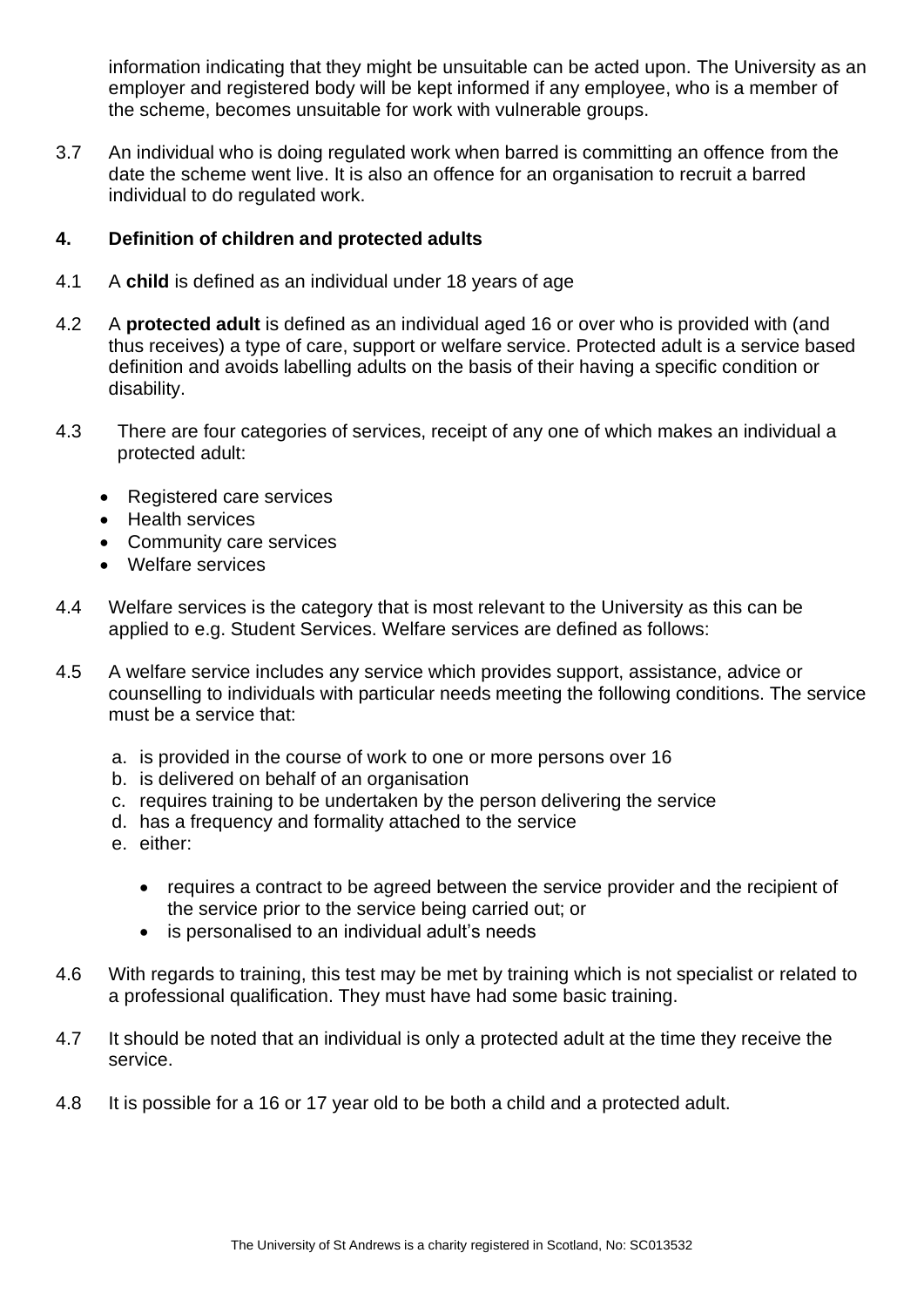information indicating that they might be unsuitable can be acted upon. The University as an employer and registered body will be kept informed if any employee, who is a member of the scheme, becomes unsuitable for work with vulnerable groups.

3.7 An individual who is doing regulated work when barred is committing an offence from the date the scheme went live. It is also an offence for an organisation to recruit a barred individual to do regulated work.

## 4. Definition of children and protected adults

4.1 A **child** is defined as an individual under 18 years of age

4.2 A **protected adult** is defined as an individual aged 16 or over who is provided with (and thus receives) a type of care, support or welfare service. Protected adult is a service based definition and avoids labelling adults on the basis of their having a specific condition or disability.

4.3 There are four categories of services, receipt of any one of which makes an individual a protected adult:

- Registered care services
- Health services
- Community care services
- Welfare services

4.4 Welfare services is the category that is most relevant to the University as this can be applied to e.g. Student Services. Welfare services are defined as follows:

4.5 A welfare service includes any service which provides support, assistance, advice or counselling to individuals with particular needs meeting the following conditions. The service must be a service that:

a. is provided in the course of work to one or more persons over 16
b. is delivered on behalf of an organisation
c. requires training to be undertaken by the person delivering the service
d. has a frequency and formality attached to the service
e. either:
   - requires a contract to be agreed between the service provider and the recipient of the service prior to the service being carried out; or
   - is personalised to an individual adult's needs

4.6 With regards to training, this test may be met by training which is not specialist or related to a professional qualification. They must have had some basic training.

4.7 It should be noted that an individual is only a protected adult at the time they receive the service.

4.8 It is possible for a 16 or 17 year old to be both a child and a protected adult.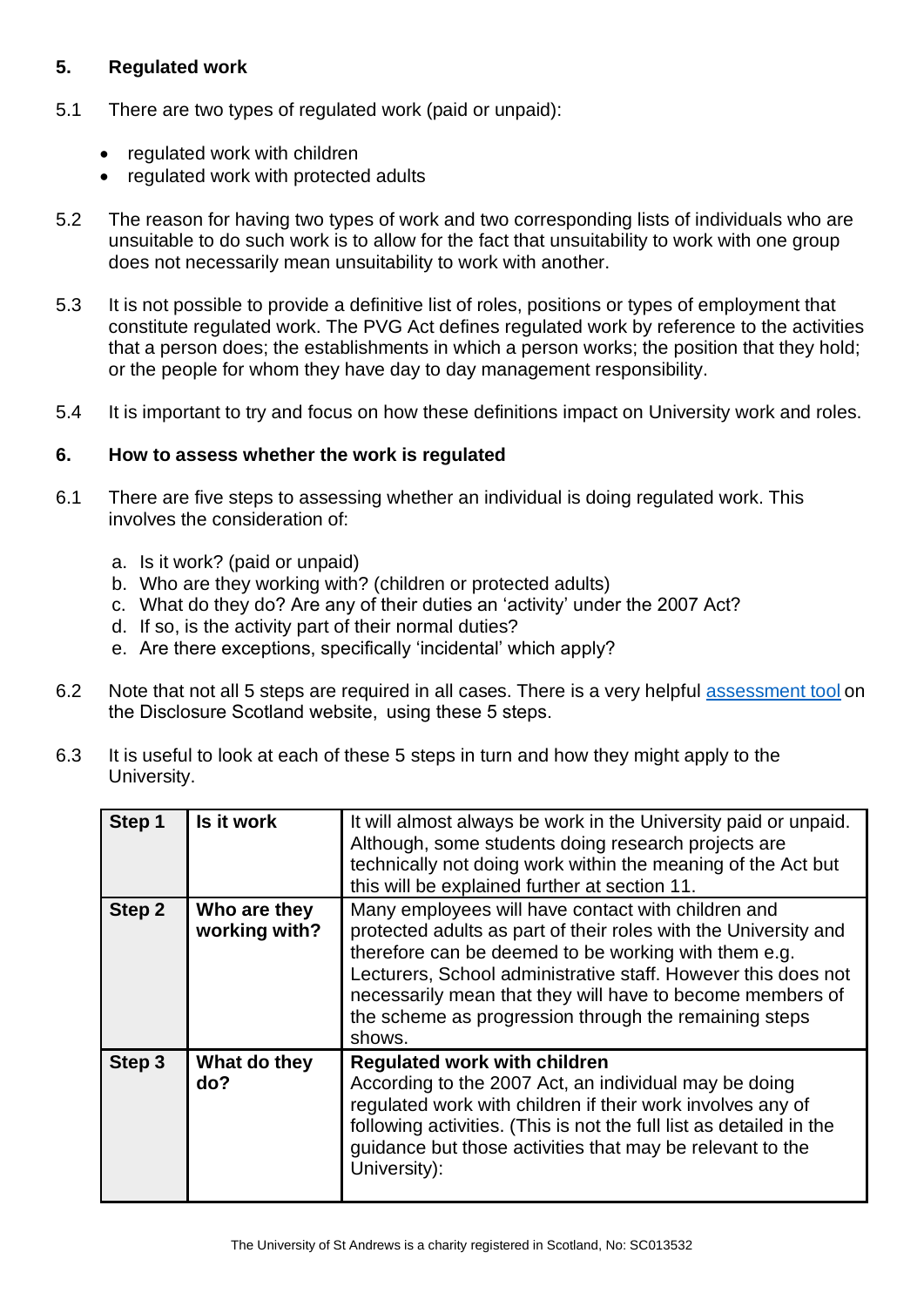## 5. Regulated work

5.1 There are two types of regulated work (paid or unpaid):

- regulated work with children
- regulated work with protected adults

5.2 The reason for having two types of work and two corresponding lists of individuals who are unsuitable to do such work is to allow for the fact that unsuitability to work with one group does not necessarily mean unsuitability to work with another.

5.3 It is not possible to provide a definitive list of roles, positions or types of employment that constitute regulated work. The PVG Act defines regulated work by reference to the activities that a person does; the establishments in which a person works; the position that they hold; or the people for whom they have day to day management responsibility.

5.4 It is important to try and focus on how these definitions impact on University work and roles.

## 6. How to assess whether the work is regulated

6.1 There are five steps to assessing whether an individual is doing regulated work. This involves the consideration of:

a. Is it work? (paid or unpaid)
b. Who are they working with? (children or protected adults)
c. What do they do? Are any of their duties an 'activity' under the 2007 Act?
d. If so, is the activity part of their normal duties?
e. Are there exceptions, specifically 'incidental' which apply?

6.2 Note that not all 5 steps are required in all cases. There is a very helpful assessment tool on the Disclosure Scotland website, using these 5 steps.

6.3 It is useful to look at each of these 5 steps in turn and how they might apply to the University.

| | | |
|---|---|---|
| **Step 1** | **Is it work** | It will almost always be work in the University paid or unpaid. Although, some students doing research projects are technically not doing work within the meaning of the Act but this will be explained further at section 11. |
| **Step 2** | **Who are they working with?** | Many employees will have contact with children and protected adults as part of their roles with the University and therefore can be deemed to be working with them e.g. Lecturers, School administrative staff. However this does not necessarily mean that they will have to become members of the scheme as progression through the remaining steps shows. |
| **Step 3** | **What do they do?** | **Regulated work with children**<br>According to the 2007 Act, an individual may be doing regulated work with children if their work involves any of following activities. (This is not the full list as detailed in the guidance but those activities that may be relevant to the University): |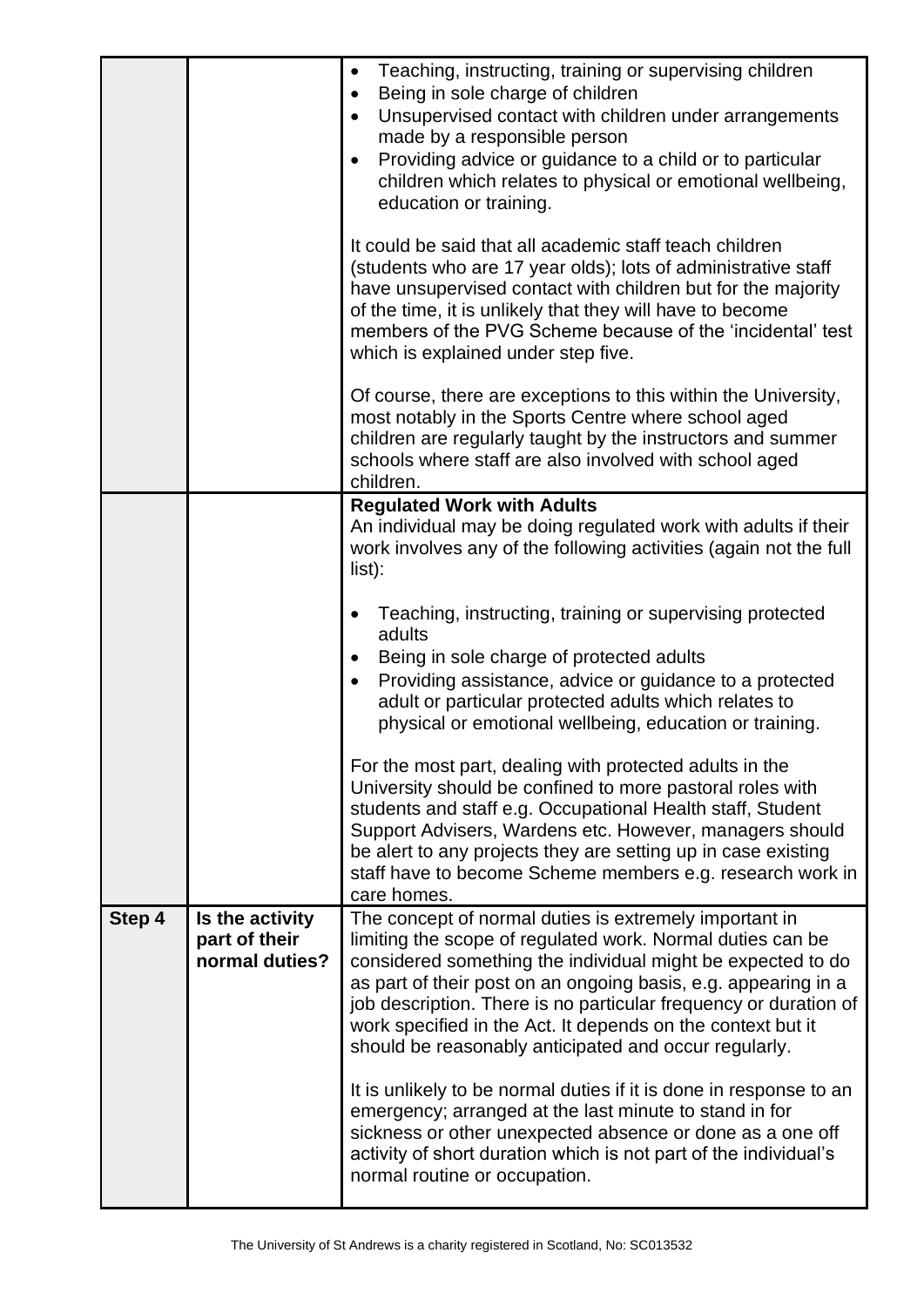| | | |
|---|---|---|
| | | • Teaching, instructing, training or supervising children<br>• Being in sole charge of children<br>• Unsupervised contact with children under arrangements made by a responsible person<br>• Providing advice or guidance to a child or to particular children which relates to physical or emotional wellbeing, education or training.<br><br>It could be said that all academic staff teach children (students who are 17 year olds); lots of administrative staff have unsupervised contact with children but for the majority of the time, it is unlikely that they will have to become members of the PVG Scheme because of the 'incidental' test which is explained under step five.<br><br>Of course, there are exceptions to this within the University, most notably in the Sports Centre where school aged children are regularly taught by the instructors and summer schools where staff are also involved with school aged children. |
| | | **Regulated Work with Adults**<br>An individual may be doing regulated work with adults if their work involves any of the following activities (again not the full list):<br><br>• Teaching, instructing, training or supervising protected adults<br>• Being in sole charge of protected adults<br>• Providing assistance, advice or guidance to a protected adult or particular protected adults which relates to physical or emotional wellbeing, education or training.<br><br>For the most part, dealing with protected adults in the University should be confined to more pastoral roles with students and staff e.g. Occupational Health staff, Student Support Advisers, Wardens etc. However, managers should be alert to any projects they are setting up in case existing staff have to become Scheme members e.g. research work in care homes. |
| **Step 4** | **Is the activity part of their normal duties?** | The concept of normal duties is extremely important in limiting the scope of regulated work. Normal duties can be considered something the individual might be expected to do as part of their post on an ongoing basis, e.g. appearing in a job description. There is no particular frequency or duration of work specified in the Act. It depends on the context but it should be reasonably anticipated and occur regularly.<br><br>It is unlikely to be normal duties if it is done in response to an emergency; arranged at the last minute to stand in for sickness or other unexpected absence or done as a one off activity of short duration which is not part of the individual's normal routine or occupation. |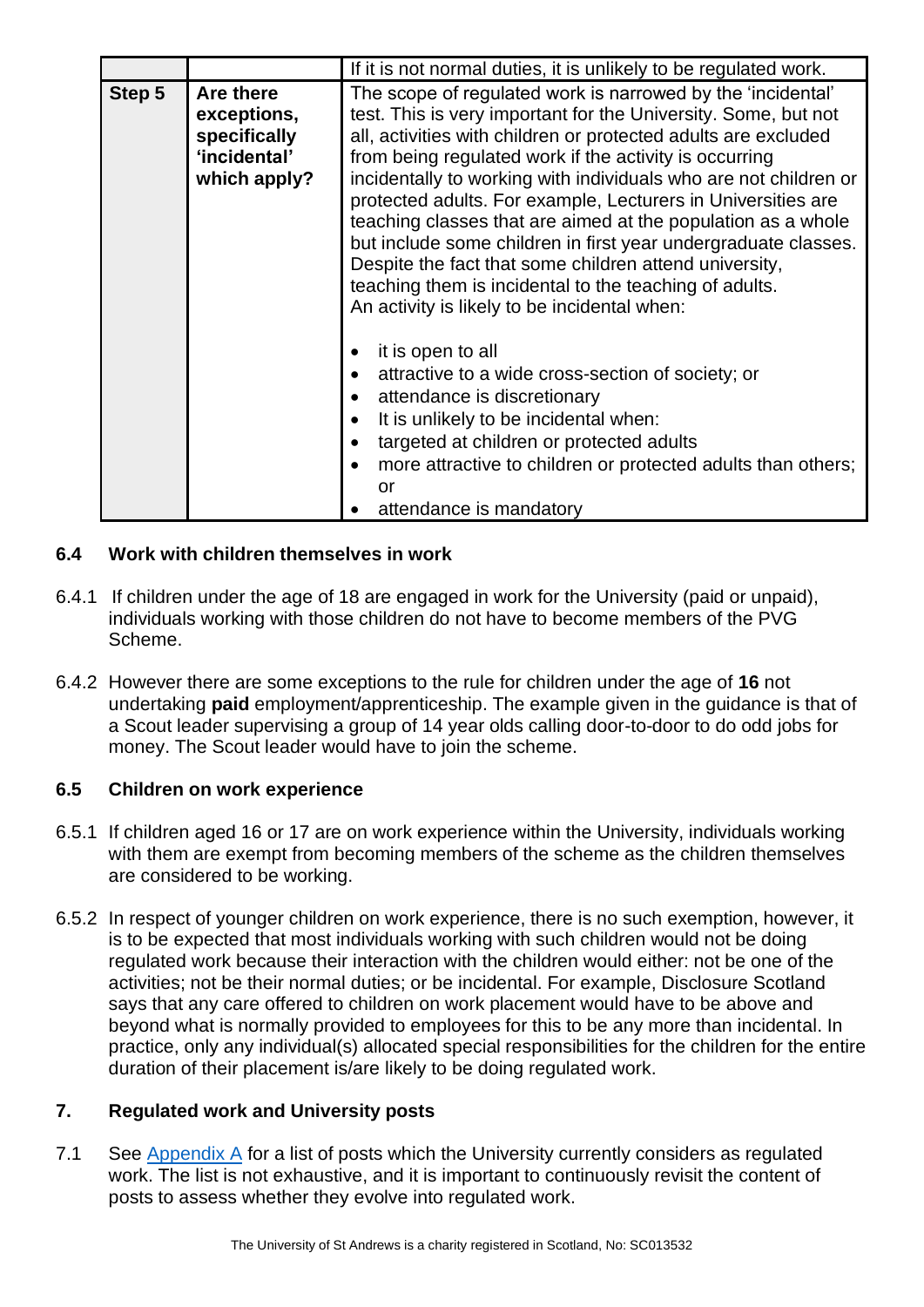| | | |
|---|---|---|
| | | If it is not normal duties, it is unlikely to be regulated work. |
| **Step 5** | **Are there exceptions, specifically 'incidental' which apply?** | The scope of regulated work is narrowed by the 'incidental' test. This is very important for the University. Some, but not all, activities with children or protected adults are excluded from being regulated work if the activity is occurring incidentally to working with individuals who are not children or protected adults. For example, Lecturers in Universities are teaching classes that are aimed at the population as a whole but include some children in first year undergraduate classes. Despite the fact that some children attend university, teaching them is incidental to the teaching of adults.<br>An activity is likely to be incidental when:<br><br>• it is open to all<br>• attractive to a wide cross-section of society; or<br>• attendance is discretionary<br>• It is unlikely to be incidental when:<br>• targeted at children or protected adults<br>• more attractive to children or protected adults than others; or<br>• attendance is mandatory |

### 6.4 Work with children themselves in work

6.4.1 If children under the age of 18 are engaged in work for the University (paid or unpaid), individuals working with those children do not have to become members of the PVG Scheme.

6.4.2 However there are some exceptions to the rule for children under the age of **16** not undertaking **paid** employment/apprenticeship. The example given in the guidance is that of a Scout leader supervising a group of 14 year olds calling door-to-door to do odd jobs for money. The Scout leader would have to join the scheme.

### 6.5 Children on work experience

6.5.1 If children aged 16 or 17 are on work experience within the University, individuals working with them are exempt from becoming members of the scheme as the children themselves are considered to be working.

6.5.2 In respect of younger children on work experience, there is no such exemption, however, it is to be expected that most individuals working with such children would not be doing regulated work because their interaction with the children would either: not be one of the activities; not be their normal duties; or be incidental. For example, Disclosure Scotland says that any care offered to children on work placement would have to be above and beyond what is normally provided to employees for this to be any more than incidental. In practice, only any individual(s) allocated special responsibilities for the children for the entire duration of their placement is/are likely to be doing regulated work.

## 7. Regulated work and University posts

7.1 See Appendix A for a list of posts which the University currently considers as regulated work. The list is not exhaustive, and it is important to continuously revisit the content of posts to assess whether they evolve into regulated work.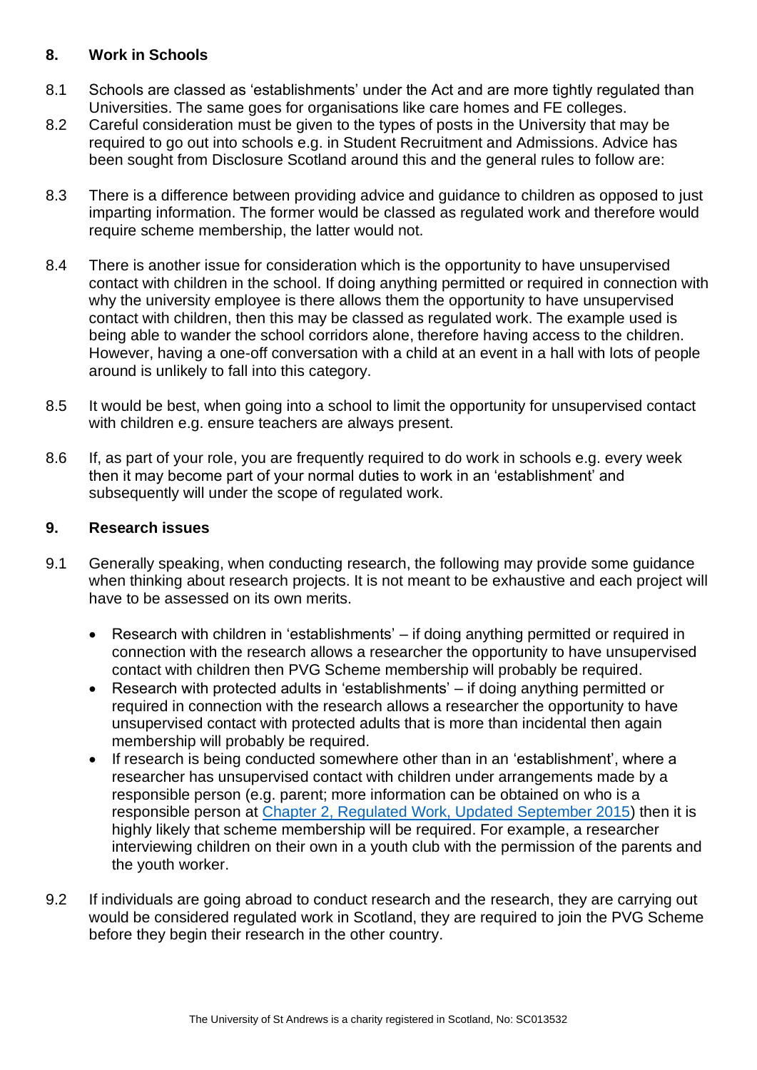## 8. Work in Schools

8.1 Schools are classed as 'establishments' under the Act and are more tightly regulated than Universities. The same goes for organisations like care homes and FE colleges.

8.2 Careful consideration must be given to the types of posts in the University that may be required to go out into schools e.g. in Student Recruitment and Admissions. Advice has been sought from Disclosure Scotland around this and the general rules to follow are:

8.3 There is a difference between providing advice and guidance to children as opposed to just imparting information. The former would be classed as regulated work and therefore would require scheme membership, the latter would not.

8.4 There is another issue for consideration which is the opportunity to have unsupervised contact with children in the school. If doing anything permitted or required in connection with why the university employee is there allows them the opportunity to have unsupervised contact with children, then this may be classed as regulated work. The example used is being able to wander the school corridors alone, therefore having access to the children. However, having a one-off conversation with a child at an event in a hall with lots of people around is unlikely to fall into this category.

8.5 It would be best, when going into a school to limit the opportunity for unsupervised contact with children e.g. ensure teachers are always present.

8.6 If, as part of your role, you are frequently required to do work in schools e.g. every week then it may become part of your normal duties to work in an 'establishment' and subsequently will under the scope of regulated work.

## 9. Research issues

9.1 Generally speaking, when conducting research, the following may provide some guidance when thinking about research projects. It is not meant to be exhaustive and each project will have to be assessed on its own merits.

- Research with children in 'establishments' – if doing anything permitted or required in connection with the research allows a researcher the opportunity to have unsupervised contact with children then PVG Scheme membership will probably be required.
- Research with protected adults in 'establishments' – if doing anything permitted or required in connection with the research allows a researcher the opportunity to have unsupervised contact with protected adults that is more than incidental then again membership will probably be required.
- If research is being conducted somewhere other than in an 'establishment', where a researcher has unsupervised contact with children under arrangements made by a responsible person (e.g. parent; more information can be obtained on who is a responsible person at [Chapter 2, Regulated Work, Updated September 2015]) then it is highly likely that scheme membership will be required. For example, a researcher interviewing children on their own in a youth club with the permission of the parents and the youth worker.

9.2 If individuals are going abroad to conduct research and the research, they are carrying out would be considered regulated work in Scotland, they are required to join the PVG Scheme before they begin their research in the other country.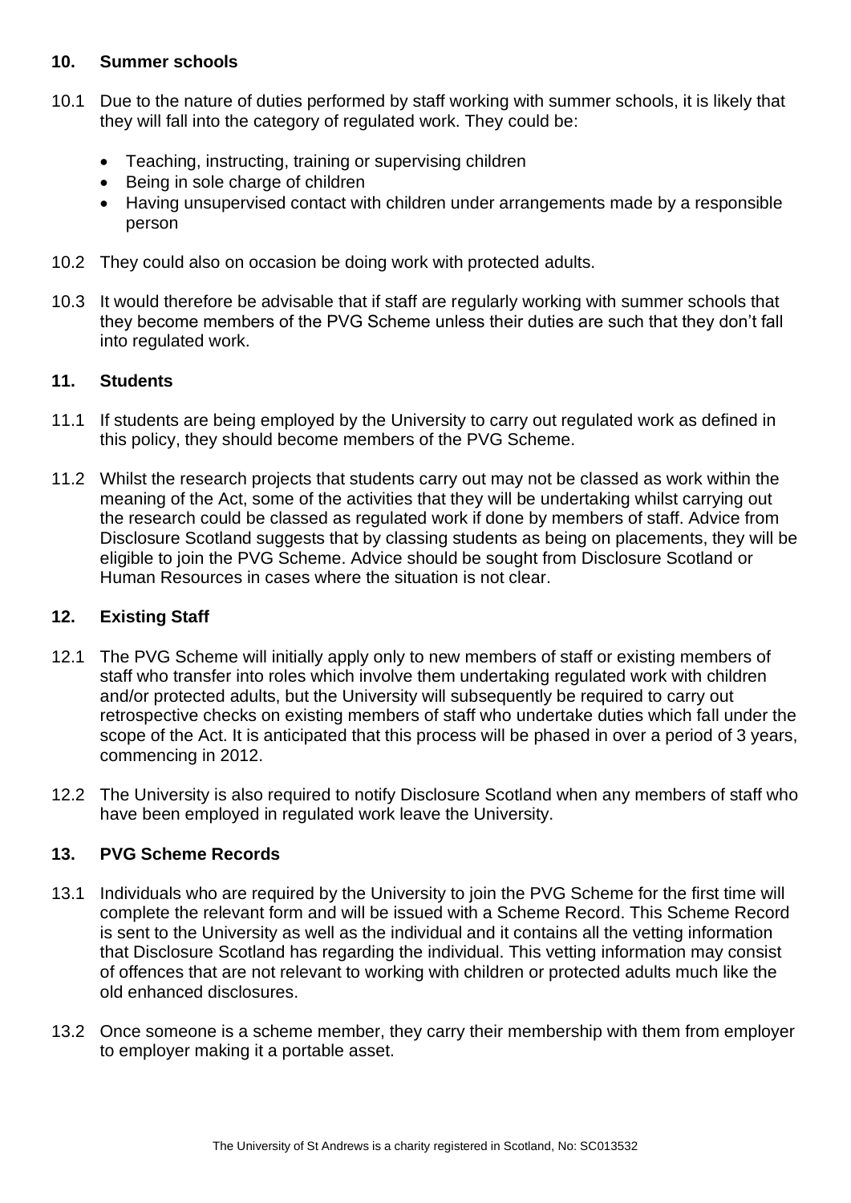## 10. Summer schools

10.1 Due to the nature of duties performed by staff working with summer schools, it is likely that they will fall into the category of regulated work. They could be:

- Teaching, instructing, training or supervising children
- Being in sole charge of children
- Having unsupervised contact with children under arrangements made by a responsible person

10.2 They could also on occasion be doing work with protected adults.

10.3 It would therefore be advisable that if staff are regularly working with summer schools that they become members of the PVG Scheme unless their duties are such that they don't fall into regulated work.

## 11. Students

11.1 If students are being employed by the University to carry out regulated work as defined in this policy, they should become members of the PVG Scheme.

11.2 Whilst the research projects that students carry out may not be classed as work within the meaning of the Act, some of the activities that they will be undertaking whilst carrying out the research could be classed as regulated work if done by members of staff. Advice from Disclosure Scotland suggests that by classing students as being on placements, they will be eligible to join the PVG Scheme. Advice should be sought from Disclosure Scotland or Human Resources in cases where the situation is not clear.

## 12. Existing Staff

12.1 The PVG Scheme will initially apply only to new members of staff or existing members of staff who transfer into roles which involve them undertaking regulated work with children and/or protected adults, but the University will subsequently be required to carry out retrospective checks on existing members of staff who undertake duties which fall under the scope of the Act. It is anticipated that this process will be phased in over a period of 3 years, commencing in 2012.

12.2 The University is also required to notify Disclosure Scotland when any members of staff who have been employed in regulated work leave the University.

## 13. PVG Scheme Records

13.1 Individuals who are required by the University to join the PVG Scheme for the first time will complete the relevant form and will be issued with a Scheme Record. This Scheme Record is sent to the University as well as the individual and it contains all the vetting information that Disclosure Scotland has regarding the individual. This vetting information may consist of offences that are not relevant to working with children or protected adults much like the old enhanced disclosures.

13.2 Once someone is a scheme member, they carry their membership with them from employer to employer making it a portable asset.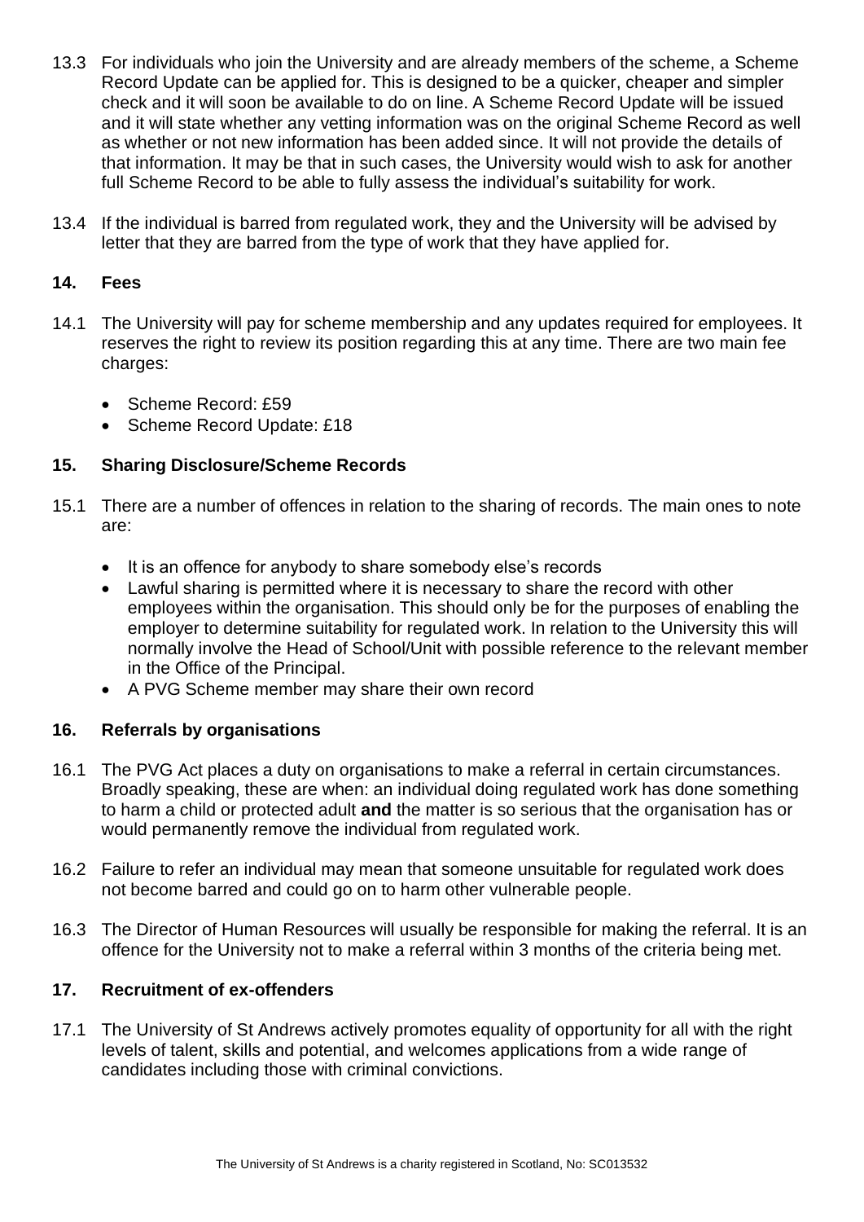13.3 For individuals who join the University and are already members of the scheme, a Scheme Record Update can be applied for. This is designed to be a quicker, cheaper and simpler check and it will soon be available to do on line. A Scheme Record Update will be issued and it will state whether any vetting information was on the original Scheme Record as well as whether or not new information has been added since. It will not provide the details of that information. It may be that in such cases, the University would wish to ask for another full Scheme Record to be able to fully assess the individual's suitability for work.

13.4 If the individual is barred from regulated work, they and the University will be advised by letter that they are barred from the type of work that they have applied for.

## 14. Fees

14.1 The University will pay for scheme membership and any updates required for employees. It reserves the right to review its position regarding this at any time. There are two main fee charges:

- Scheme Record: £59
- Scheme Record Update: £18

## 15. Sharing Disclosure/Scheme Records

15.1 There are a number of offences in relation to the sharing of records. The main ones to note are:

- It is an offence for anybody to share somebody else's records
- Lawful sharing is permitted where it is necessary to share the record with other employees within the organisation. This should only be for the purposes of enabling the employer to determine suitability for regulated work. In relation to the University this will normally involve the Head of School/Unit with possible reference to the relevant member in the Office of the Principal.
- A PVG Scheme member may share their own record

## 16. Referrals by organisations

16.1 The PVG Act places a duty on organisations to make a referral in certain circumstances. Broadly speaking, these are when: an individual doing regulated work has done something to harm a child or protected adult **and** the matter is so serious that the organisation has or would permanently remove the individual from regulated work.

16.2 Failure to refer an individual may mean that someone unsuitable for regulated work does not become barred and could go on to harm other vulnerable people.

16.3 The Director of Human Resources will usually be responsible for making the referral. It is an offence for the University not to make a referral within 3 months of the criteria being met.

## 17. Recruitment of ex-offenders

17.1 The University of St Andrews actively promotes equality of opportunity for all with the right levels of talent, skills and potential, and welcomes applications from a wide range of candidates including those with criminal convictions.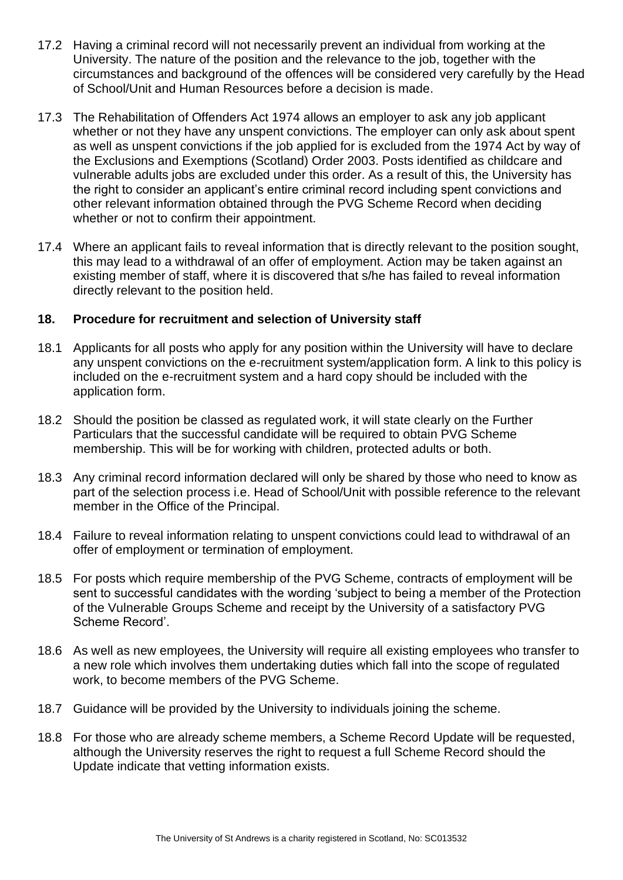17.2 Having a criminal record will not necessarily prevent an individual from working at the University. The nature of the position and the relevance to the job, together with the circumstances and background of the offences will be considered very carefully by the Head of School/Unit and Human Resources before a decision is made.

17.3 The Rehabilitation of Offenders Act 1974 allows an employer to ask any job applicant whether or not they have any unspent convictions. The employer can only ask about spent as well as unspent convictions if the job applied for is excluded from the 1974 Act by way of the Exclusions and Exemptions (Scotland) Order 2003. Posts identified as childcare and vulnerable adults jobs are excluded under this order. As a result of this, the University has the right to consider an applicant's entire criminal record including spent convictions and other relevant information obtained through the PVG Scheme Record when deciding whether or not to confirm their appointment.

17.4 Where an applicant fails to reveal information that is directly relevant to the position sought, this may lead to a withdrawal of an offer of employment. Action may be taken against an existing member of staff, where it is discovered that s/he has failed to reveal information directly relevant to the position held.

## 18. Procedure for recruitment and selection of University staff

18.1 Applicants for all posts who apply for any position within the University will have to declare any unspent convictions on the e-recruitment system/application form. A link to this policy is included on the e-recruitment system and a hard copy should be included with the application form.

18.2 Should the position be classed as regulated work, it will state clearly on the Further Particulars that the successful candidate will be required to obtain PVG Scheme membership. This will be for working with children, protected adults or both.

18.3 Any criminal record information declared will only be shared by those who need to know as part of the selection process i.e. Head of School/Unit with possible reference to the relevant member in the Office of the Principal.

18.4 Failure to reveal information relating to unspent convictions could lead to withdrawal of an offer of employment or termination of employment.

18.5 For posts which require membership of the PVG Scheme, contracts of employment will be sent to successful candidates with the wording 'subject to being a member of the Protection of the Vulnerable Groups Scheme and receipt by the University of a satisfactory PVG Scheme Record'.

18.6 As well as new employees, the University will require all existing employees who transfer to a new role which involves them undertaking duties which fall into the scope of regulated work, to become members of the PVG Scheme.

18.7 Guidance will be provided by the University to individuals joining the scheme.

18.8 For those who are already scheme members, a Scheme Record Update will be requested, although the University reserves the right to request a full Scheme Record should the Update indicate that vetting information exists.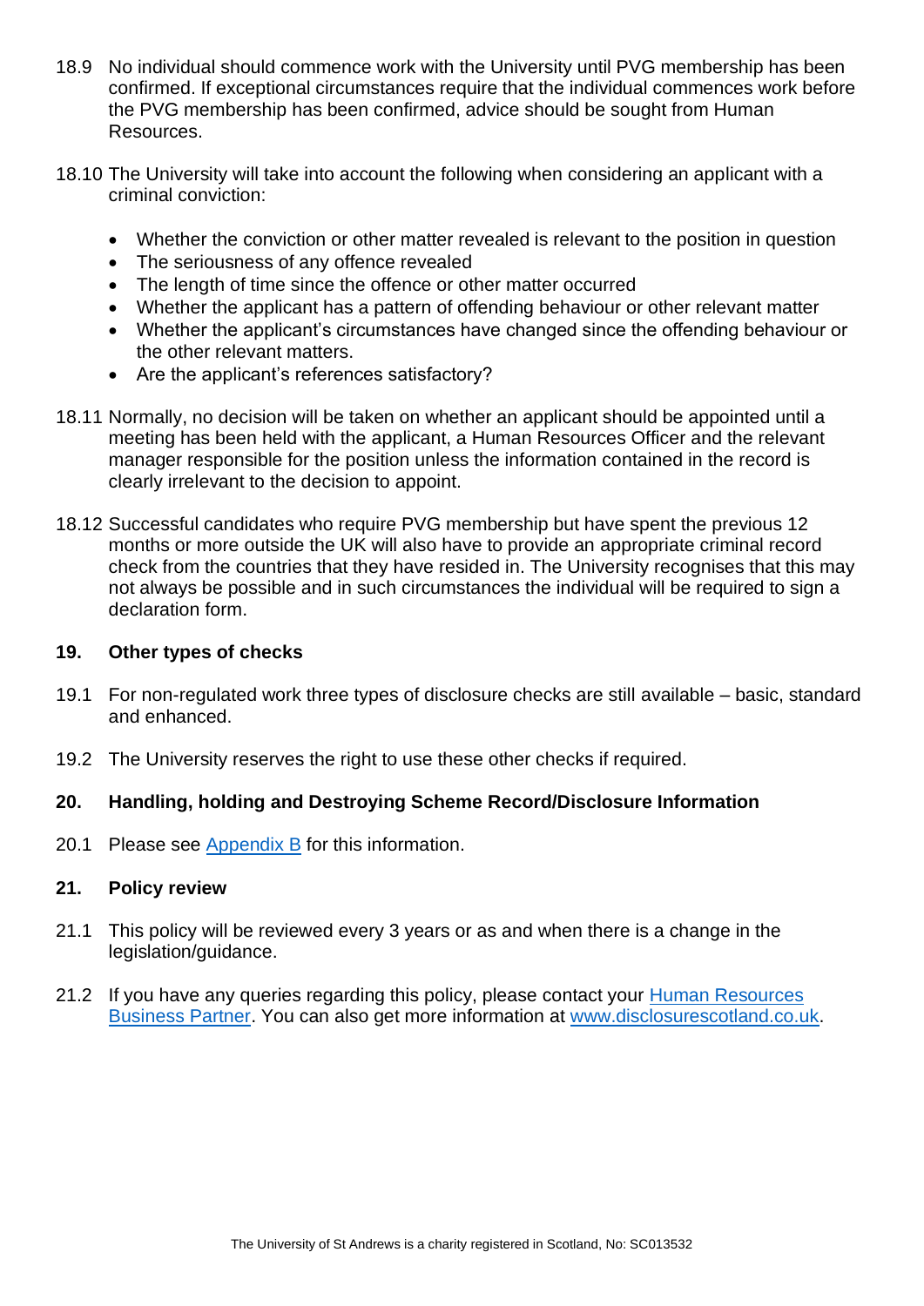18.9 No individual should commence work with the University until PVG membership has been confirmed. If exceptional circumstances require that the individual commences work before the PVG membership has been confirmed, advice should be sought from Human Resources.

18.10 The University will take into account the following when considering an applicant with a criminal conviction:

- Whether the conviction or other matter revealed is relevant to the position in question
- The seriousness of any offence revealed
- The length of time since the offence or other matter occurred
- Whether the applicant has a pattern of offending behaviour or other relevant matter
- Whether the applicant's circumstances have changed since the offending behaviour or the other relevant matters.
- Are the applicant's references satisfactory?

18.11 Normally, no decision will be taken on whether an applicant should be appointed until a meeting has been held with the applicant, a Human Resources Officer and the relevant manager responsible for the position unless the information contained in the record is clearly irrelevant to the decision to appoint.

18.12 Successful candidates who require PVG membership but have spent the previous 12 months or more outside the UK will also have to provide an appropriate criminal record check from the countries that they have resided in. The University recognises that this may not always be possible and in such circumstances the individual will be required to sign a declaration form.

## 19. Other types of checks

19.1 For non-regulated work three types of disclosure checks are still available – basic, standard and enhanced.

19.2 The University reserves the right to use these other checks if required.

## 20. Handling, holding and Destroying Scheme Record/Disclosure Information

20.1 Please see Appendix B for this information.

## 21. Policy review

21.1 This policy will be reviewed every 3 years or as and when there is a change in the legislation/guidance.

21.2 If you have any queries regarding this policy, please contact your Human Resources Business Partner. You can also get more information at www.disclosurescotland.co.uk.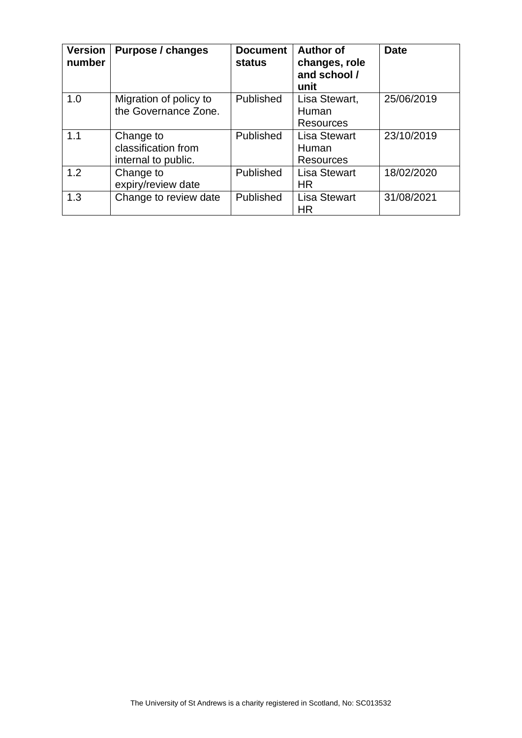| Version number | Purpose / changes | Document status | Author of changes, role and school / unit | Date |
| --- | --- | --- | --- | --- |
| 1.0 | Migration of policy to the Governance Zone. | Published | Lisa Stewart, Human Resources | 25/06/2019 |
| 1.1 | Change to classification from internal to public. | Published | Lisa Stewart Human Resources | 23/10/2019 |
| 1.2 | Change to expiry/review date | Published | Lisa Stewart HR | 18/02/2020 |
| 1.3 | Change to review date | Published | Lisa Stewart HR | 31/08/2021 |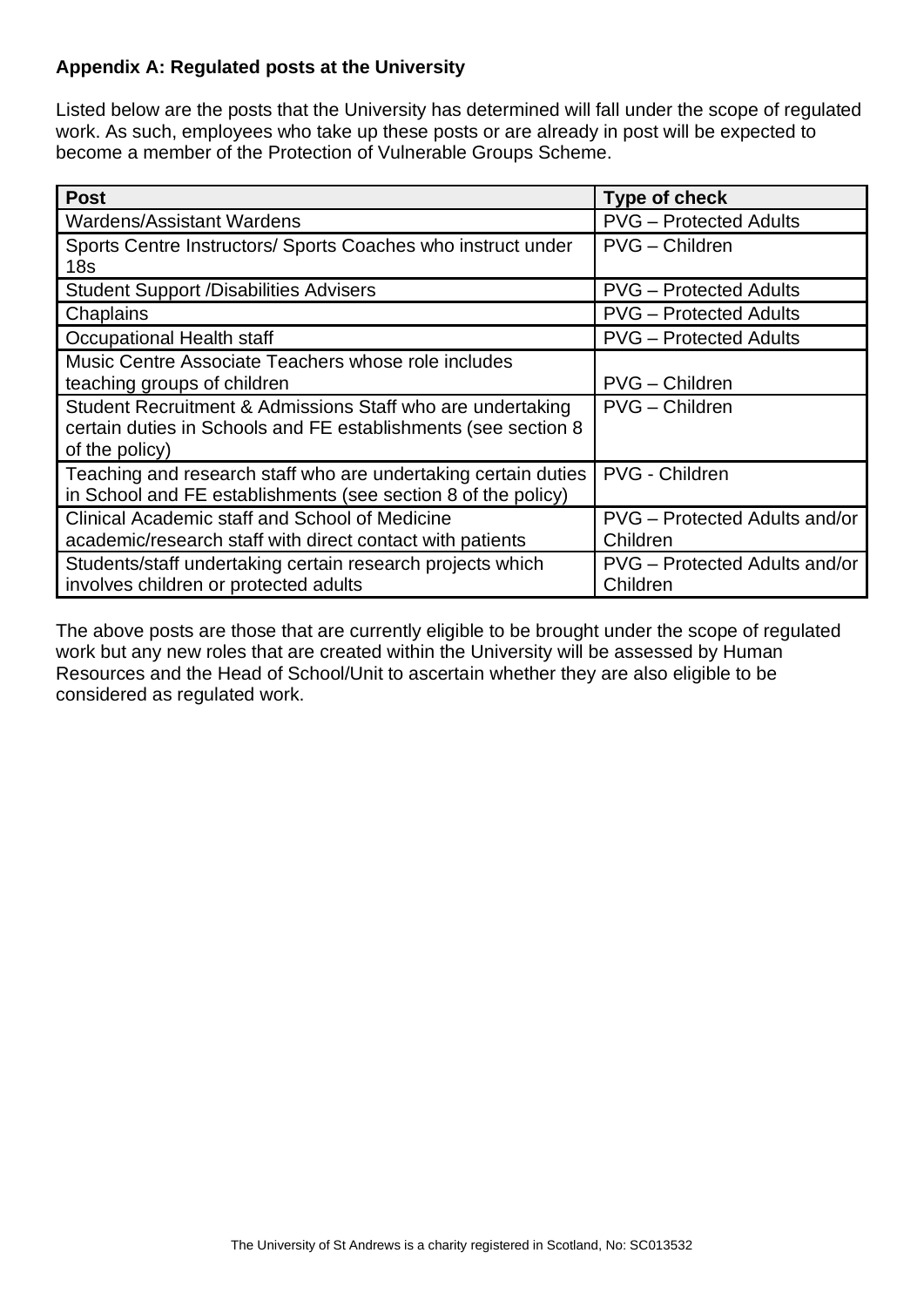**Appendix A: Regulated posts at the University**

Listed below are the posts that the University has determined will fall under the scope of regulated work. As such, employees who take up these posts or are already in post will be expected to become a member of the Protection of Vulnerable Groups Scheme.

| Post | Type of check |
|---|---|
| Wardens/Assistant Wardens | PVG – Protected Adults |
| Sports Centre Instructors/ Sports Coaches who instruct under 18s | PVG – Children |
| Student Support /Disabilities Advisers | PVG – Protected Adults |
| Chaplains | PVG – Protected Adults |
| Occupational Health staff | PVG – Protected Adults |
| Music Centre Associate Teachers whose role includes teaching groups of children | PVG – Children |
| Student Recruitment & Admissions Staff who are undertaking certain duties in Schools and FE establishments (see section 8 of the policy) | PVG – Children |
| Teaching and research staff who are undertaking certain duties in School and FE establishments (see section 8 of the policy) | PVG - Children |
| Clinical Academic staff and School of Medicine academic/research staff with direct contact with patients | PVG – Protected Adults and/or Children |
| Students/staff undertaking certain research projects which involves children or protected adults | PVG – Protected Adults and/or Children |

The above posts are those that are currently eligible to be brought under the scope of regulated work but any new roles that are created within the University will be assessed by Human Resources and the Head of School/Unit to ascertain whether they are also eligible to be considered as regulated work.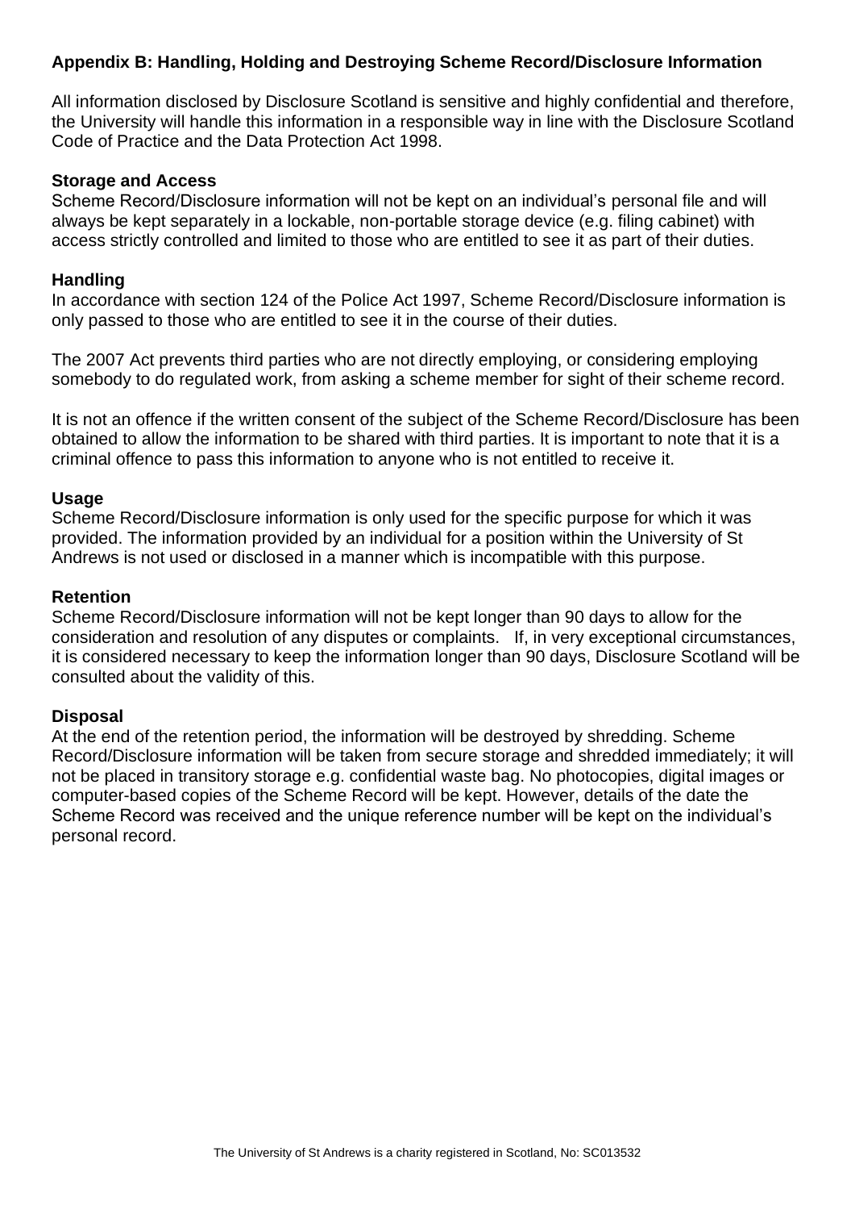## Appendix B: Handling, Holding and Destroying Scheme Record/Disclosure Information

All information disclosed by Disclosure Scotland is sensitive and highly confidential and therefore, the University will handle this information in a responsible way in line with the Disclosure Scotland Code of Practice and the Data Protection Act 1998.

### Storage and Access

Scheme Record/Disclosure information will not be kept on an individual's personal file and will always be kept separately in a lockable, non-portable storage device (e.g. filing cabinet) with access strictly controlled and limited to those who are entitled to see it as part of their duties.

### Handling

In accordance with section 124 of the Police Act 1997, Scheme Record/Disclosure information is only passed to those who are entitled to see it in the course of their duties.

The 2007 Act prevents third parties who are not directly employing, or considering employing somebody to do regulated work, from asking a scheme member for sight of their scheme record.

It is not an offence if the written consent of the subject of the Scheme Record/Disclosure has been obtained to allow the information to be shared with third parties. It is important to note that it is a criminal offence to pass this information to anyone who is not entitled to receive it.

### Usage

Scheme Record/Disclosure information is only used for the specific purpose for which it was provided. The information provided by an individual for a position within the University of St Andrews is not used or disclosed in a manner which is incompatible with this purpose.

### Retention

Scheme Record/Disclosure information will not be kept longer than 90 days to allow for the consideration and resolution of any disputes or complaints. If, in very exceptional circumstances, it is considered necessary to keep the information longer than 90 days, Disclosure Scotland will be consulted about the validity of this.

### Disposal

At the end of the retention period, the information will be destroyed by shredding. Scheme Record/Disclosure information will be taken from secure storage and shredded immediately; it will not be placed in transitory storage e.g. confidential waste bag. No photocopies, digital images or computer-based copies of the Scheme Record will be kept. However, details of the date the Scheme Record was received and the unique reference number will be kept on the individual's personal record.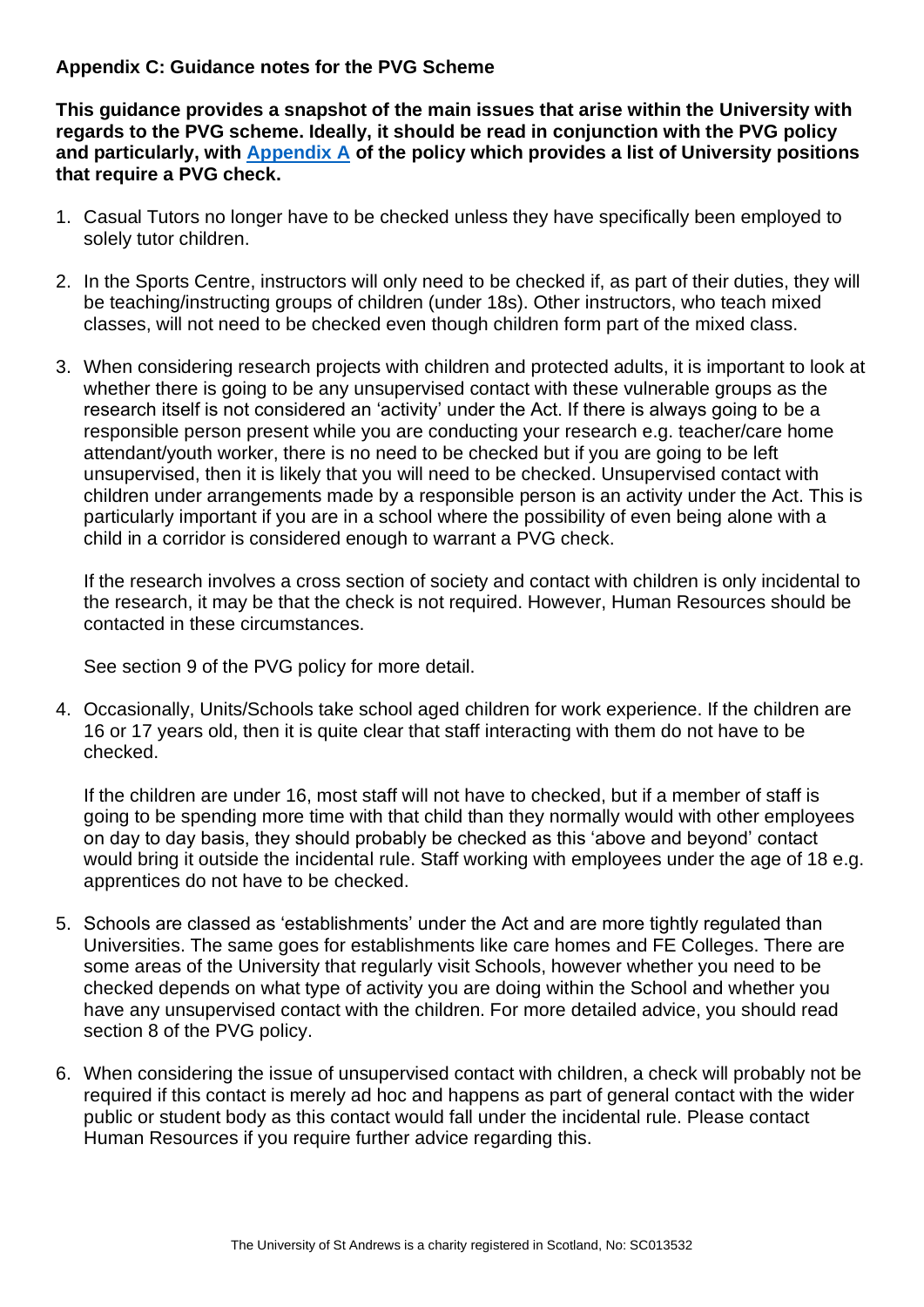## Appendix C: Guidance notes for the PVG Scheme

**This guidance provides a snapshot of the main issues that arise within the University with regards to the PVG scheme. Ideally, it should be read in conjunction with the PVG policy and particularly, with [Appendix A](#) of the policy which provides a list of University positions that require a PVG check.**

1. Casual Tutors no longer have to be checked unless they have specifically been employed to solely tutor children.

2. In the Sports Centre, instructors will only need to be checked if, as part of their duties, they will be teaching/instructing groups of children (under 18s). Other instructors, who teach mixed classes, will not need to be checked even though children form part of the mixed class.

3. When considering research projects with children and protected adults, it is important to look at whether there is going to be any unsupervised contact with these vulnerable groups as the research itself is not considered an 'activity' under the Act. If there is always going to be a responsible person present while you are conducting your research e.g. teacher/care home attendant/youth worker, there is no need to be checked but if you are going to be left unsupervised, then it is likely that you will need to be checked. Unsupervised contact with children under arrangements made by a responsible person is an activity under the Act. This is particularly important if you are in a school where the possibility of even being alone with a child in a corridor is considered enough to warrant a PVG check.

   If the research involves a cross section of society and contact with children is only incidental to the research, it may be that the check is not required. However, Human Resources should be contacted in these circumstances.

   See section 9 of the PVG policy for more detail.

4. Occasionally, Units/Schools take school aged children for work experience. If the children are 16 or 17 years old, then it is quite clear that staff interacting with them do not have to be checked.

   If the children are under 16, most staff will not have to checked, but if a member of staff is going to be spending more time with that child than they normally would with other employees on day to day basis, they should probably be checked as this 'above and beyond' contact would bring it outside the incidental rule. Staff working with employees under the age of 18 e.g. apprentices do not have to be checked.

5. Schools are classed as 'establishments' under the Act and are more tightly regulated than Universities. The same goes for establishments like care homes and FE Colleges. There are some areas of the University that regularly visit Schools, however whether you need to be checked depends on what type of activity you are doing within the School and whether you have any unsupervised contact with the children. For more detailed advice, you should read section 8 of the PVG policy.

6. When considering the issue of unsupervised contact with children, a check will probably not be required if this contact is merely ad hoc and happens as part of general contact with the wider public or student body as this contact would fall under the incidental rule. Please contact Human Resources if you require further advice regarding this.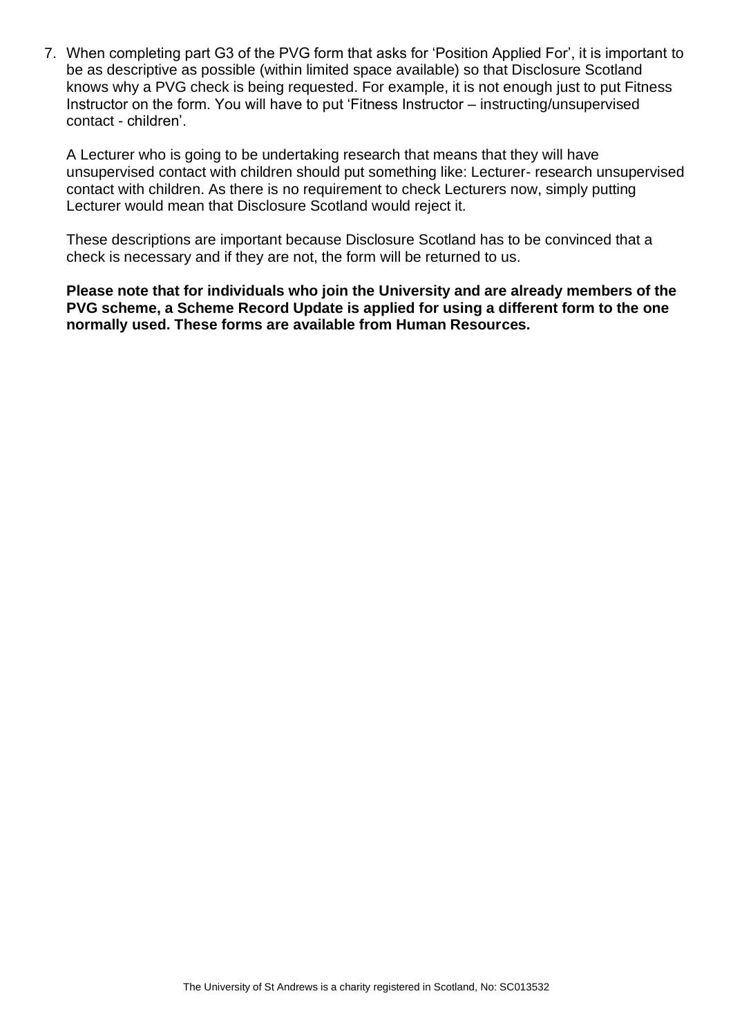7. When completing part G3 of the PVG form that asks for 'Position Applied For', it is important to be as descriptive as possible (within limited space available) so that Disclosure Scotland knows why a PVG check is being requested. For example, it is not enough just to put Fitness Instructor on the form. You will have to put 'Fitness Instructor – instructing/unsupervised contact - children'.

   A Lecturer who is going to be undertaking research that means that they will have unsupervised contact with children should put something like: Lecturer- research unsupervised contact with children. As there is no requirement to check Lecturers now, simply putting Lecturer would mean that Disclosure Scotland would reject it.

   These descriptions are important because Disclosure Scotland has to be convinced that a check is necessary and if they are not, the form will be returned to us.

   **Please note that for individuals who join the University and are already members of the PVG scheme, a Scheme Record Update is applied for using a different form to the one normally used. These forms are available from Human Resources.**